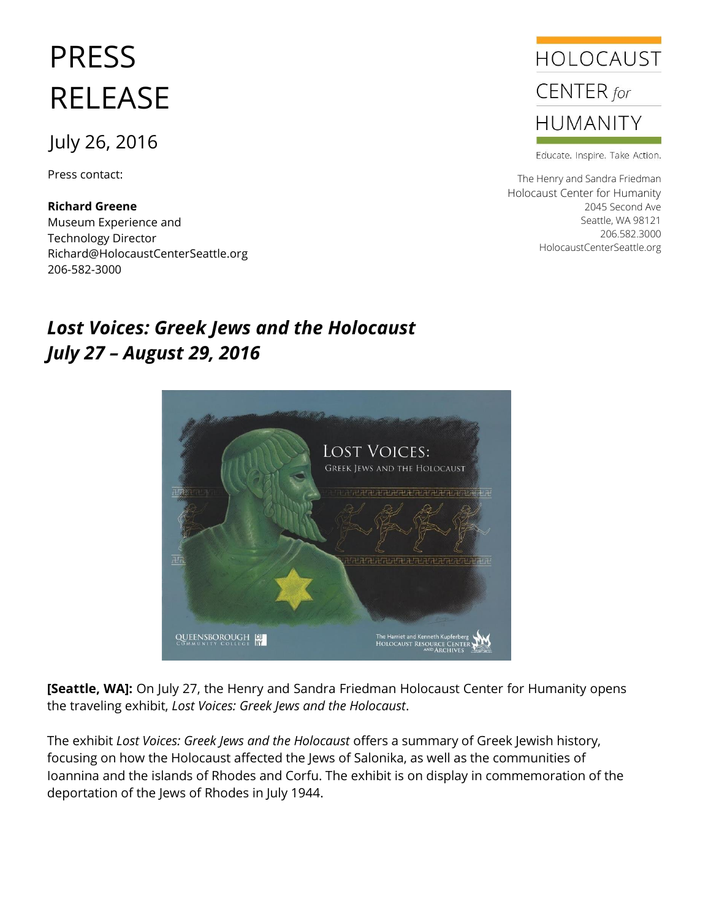# PRESS RELEASE

July 26, 2016

Press contact:

**Richard Greene**
Museum Experience and Technology Director
Richard@HolocaustCenterSeattle.org
206-582-3000

HOLOCAUST CENTER *for* HUMANITY

Educate. Inspire. Take Action.

The Henry and Sandra Friedman Holocaust Center for Humanity
2045 Second Ave
Seattle, WA 98121
206.582.3000
HolocaustCenterSeattle.org

## ***Lost Voices: Greek Jews and the Holocaust***
## ***July 27 – August 29, 2016***

**[Seattle, WA]:** On July 27, the Henry and Sandra Friedman Holocaust Center for Humanity opens the traveling exhibit, *Lost Voices: Greek Jews and the Holocaust*.

The exhibit *Lost Voices: Greek Jews and the Holocaust* offers a summary of Greek Jewish history, focusing on how the Holocaust affected the Jews of Salonika, as well as the communities of Ioannina and the islands of Rhodes and Corfu. The exhibit is on display in commemoration of the deportation of the Jews of Rhodes in July 1944.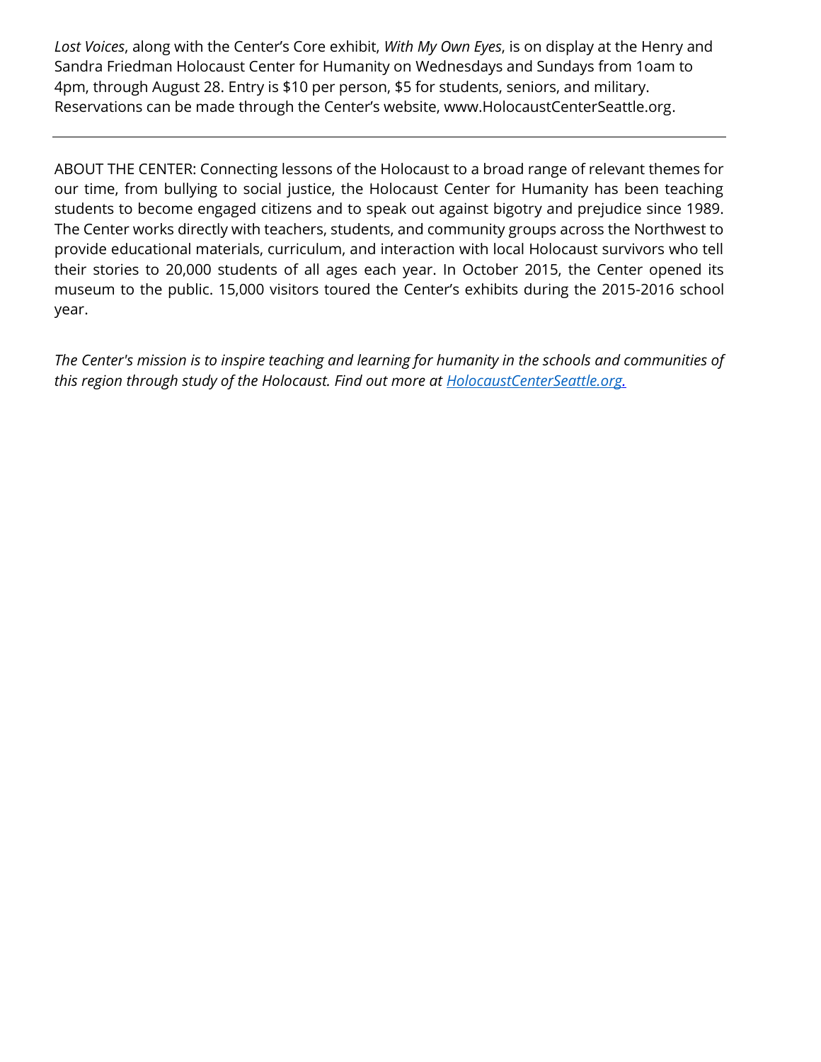*Lost Voices*, along with the Center's Core exhibit, *With My Own Eyes*, is on display at the Henry and Sandra Friedman Holocaust Center for Humanity on Wednesdays and Sundays from 1oam to 4pm, through August 28. Entry is $10 per person, $5 for students, seniors, and military. Reservations can be made through the Center's website, www.HolocaustCenterSeattle.org.

---

ABOUT THE CENTER: Connecting lessons of the Holocaust to a broad range of relevant themes for our time, from bullying to social justice, the Holocaust Center for Humanity has been teaching students to become engaged citizens and to speak out against bigotry and prejudice since 1989. The Center works directly with teachers, students, and community groups across the Northwest to provide educational materials, curriculum, and interaction with local Holocaust survivors who tell their stories to 20,000 students of all ages each year. In October 2015, the Center opened its museum to the public. 15,000 visitors toured the Center's exhibits during the 2015-2016 school year.

*The Center's mission is to inspire teaching and learning for humanity in the schools and communities of this region through study of the Holocaust. Find out more at [HolocaustCenterSeattle.org.](HolocaustCenterSeattle.org)*